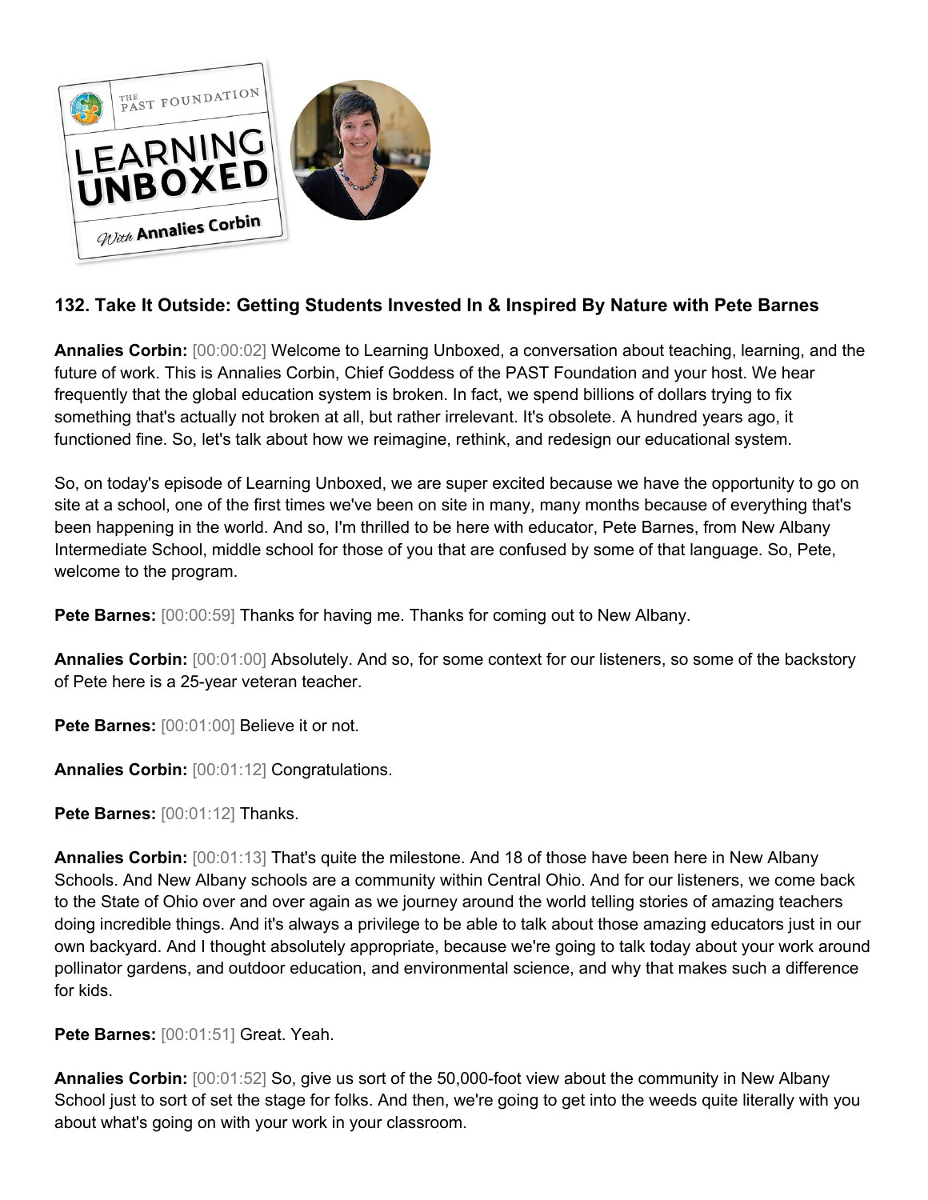## 132. Take It Outside: Getting Students Invested In & Inspired By Nature with Pete Barnes

**Annalies Corbin:** [00:00:02] Welcome to Learning Unboxed, a conversation about teaching, learning, and the future of work. This is Annalies Corbin, Chief Goddess of the PAST Foundation and your host. We hear frequently that the global education system is broken. In fact, we spend billions of dollars trying to fix something that's actually not broken at all, but rather irrelevant. It's obsolete. A hundred years ago, it functioned fine. So, let's talk about how we reimagine, rethink, and redesign our educational system.

So, on today's episode of Learning Unboxed, we are super excited because we have the opportunity to go on site at a school, one of the first times we've been on site in many, many months because of everything that's been happening in the world. And so, I'm thrilled to be here with educator, Pete Barnes, from New Albany Intermediate School, middle school for those of you that are confused by some of that language. So, Pete, welcome to the program.

**Pete Barnes:** [00:00:59] Thanks for having me. Thanks for coming out to New Albany.

**Annalies Corbin:** [00:01:00] Absolutely. And so, for some context for our listeners, so some of the backstory of Pete here is a 25-year veteran teacher.

**Pete Barnes:** [00:01:00] Believe it or not.

**Annalies Corbin:** [00:01:12] Congratulations.

**Pete Barnes:** [00:01:12] Thanks.

**Annalies Corbin:** [00:01:13] That's quite the milestone. And 18 of those have been here in New Albany Schools. And New Albany schools are a community within Central Ohio. And for our listeners, we come back to the State of Ohio over and over again as we journey around the world telling stories of amazing teachers doing incredible things. And it's always a privilege to be able to talk about those amazing educators just in our own backyard. And I thought absolutely appropriate, because we're going to talk today about your work around pollinator gardens, and outdoor education, and environmental science, and why that makes such a difference for kids.

**Pete Barnes:** [00:01:51] Great. Yeah.

**Annalies Corbin:** [00:01:52] So, give us sort of the 50,000-foot view about the community in New Albany School just to sort of set the stage for folks. And then, we're going to get into the weeds quite literally with you about what's going on with your work in your classroom.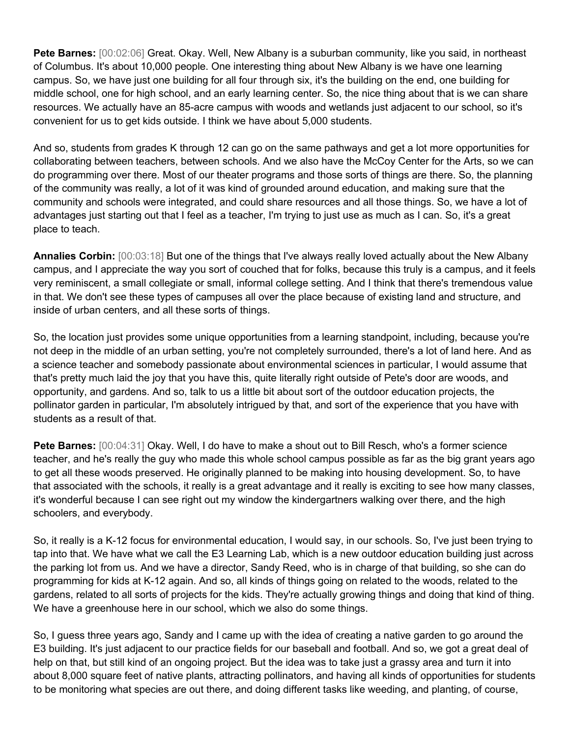**Pete Barnes:** [00:02:06] Great. Okay. Well, New Albany is a suburban community, like you said, in northeast of Columbus. It's about 10,000 people. One interesting thing about New Albany is we have one learning campus. So, we have just one building for all four through six, it's the building on the end, one building for middle school, one for high school, and an early learning center. So, the nice thing about that is we can share resources. We actually have an 85-acre campus with woods and wetlands just adjacent to our school, so it's convenient for us to get kids outside. I think we have about 5,000 students.

And so, students from grades K through 12 can go on the same pathways and get a lot more opportunities for collaborating between teachers, between schools. And we also have the McCoy Center for the Arts, so we can do programming over there. Most of our theater programs and those sorts of things are there. So, the planning of the community was really, a lot of it was kind of grounded around education, and making sure that the community and schools were integrated, and could share resources and all those things. So, we have a lot of advantages just starting out that I feel as a teacher, I'm trying to just use as much as I can. So, it's a great place to teach.

**Annalies Corbin:** [00:03:18] But one of the things that I've always really loved actually about the New Albany campus, and I appreciate the way you sort of couched that for folks, because this truly is a campus, and it feels very reminiscent, a small collegiate or small, informal college setting. And I think that there's tremendous value in that. We don't see these types of campuses all over the place because of existing land and structure, and inside of urban centers, and all these sorts of things.

So, the location just provides some unique opportunities from a learning standpoint, including, because you're not deep in the middle of an urban setting, you're not completely surrounded, there's a lot of land here. And as a science teacher and somebody passionate about environmental sciences in particular, I would assume that that's pretty much laid the joy that you have this, quite literally right outside of Pete's door are woods, and opportunity, and gardens. And so, talk to us a little bit about sort of the outdoor education projects, the pollinator garden in particular, I'm absolutely intrigued by that, and sort of the experience that you have with students as a result of that.

**Pete Barnes:** [00:04:31] Okay. Well, I do have to make a shout out to Bill Resch, who's a former science teacher, and he's really the guy who made this whole school campus possible as far as the big grant years ago to get all these woods preserved. He originally planned to be making into housing development. So, to have that associated with the schools, it really is a great advantage and it really is exciting to see how many classes, it's wonderful because I can see right out my window the kindergartners walking over there, and the high schoolers, and everybody.

So, it really is a K-12 focus for environmental education, I would say, in our schools. So, I've just been trying to tap into that. We have what we call the E3 Learning Lab, which is a new outdoor education building just across the parking lot from us. And we have a director, Sandy Reed, who is in charge of that building, so she can do programming for kids at K-12 again. And so, all kinds of things going on related to the woods, related to the gardens, related to all sorts of projects for the kids. They're actually growing things and doing that kind of thing. We have a greenhouse here in our school, which we also do some things.

So, I guess three years ago, Sandy and I came up with the idea of creating a native garden to go around the E3 building. It's just adjacent to our practice fields for our baseball and football. And so, we got a great deal of help on that, but still kind of an ongoing project. But the idea was to take just a grassy area and turn it into about 8,000 square feet of native plants, attracting pollinators, and having all kinds of opportunities for students to be monitoring what species are out there, and doing different tasks like weeding, and planting, of course,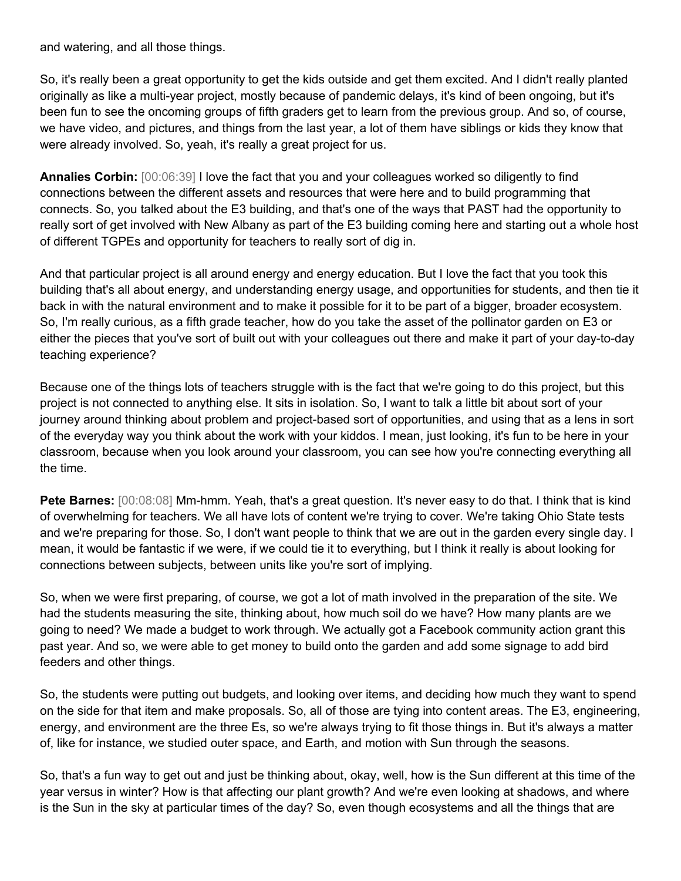and watering, and all those things.

So, it's really been a great opportunity to get the kids outside and get them excited. And I didn't really planted originally as like a multi-year project, mostly because of pandemic delays, it's kind of been ongoing, but it's been fun to see the oncoming groups of fifth graders get to learn from the previous group. And so, of course, we have video, and pictures, and things from the last year, a lot of them have siblings or kids they know that were already involved. So, yeah, it's really a great project for us.

**Annalies Corbin:** [00:06:39] I love the fact that you and your colleagues worked so diligently to find connections between the different assets and resources that were here and to build programming that connects. So, you talked about the E3 building, and that's one of the ways that PAST had the opportunity to really sort of get involved with New Albany as part of the E3 building coming here and starting out a whole host of different TGPEs and opportunity for teachers to really sort of dig in.

And that particular project is all around energy and energy education. But I love the fact that you took this building that's all about energy, and understanding energy usage, and opportunities for students, and then tie it back in with the natural environment and to make it possible for it to be part of a bigger, broader ecosystem. So, I'm really curious, as a fifth grade teacher, how do you take the asset of the pollinator garden on E3 or either the pieces that you've sort of built out with your colleagues out there and make it part of your day-to-day teaching experience?

Because one of the things lots of teachers struggle with is the fact that we're going to do this project, but this project is not connected to anything else. It sits in isolation. So, I want to talk a little bit about sort of your journey around thinking about problem and project-based sort of opportunities, and using that as a lens in sort of the everyday way you think about the work with your kiddos. I mean, just looking, it's fun to be here in your classroom, because when you look around your classroom, you can see how you're connecting everything all the time.

**Pete Barnes:** [00:08:08] Mm-hmm. Yeah, that's a great question. It's never easy to do that. I think that is kind of overwhelming for teachers. We all have lots of content we're trying to cover. We're taking Ohio State tests and we're preparing for those. So, I don't want people to think that we are out in the garden every single day. I mean, it would be fantastic if we were, if we could tie it to everything, but I think it really is about looking for connections between subjects, between units like you're sort of implying.

So, when we were first preparing, of course, we got a lot of math involved in the preparation of the site. We had the students measuring the site, thinking about, how much soil do we have? How many plants are we going to need? We made a budget to work through. We actually got a Facebook community action grant this past year. And so, we were able to get money to build onto the garden and add some signage to add bird feeders and other things.

So, the students were putting out budgets, and looking over items, and deciding how much they want to spend on the side for that item and make proposals. So, all of those are tying into content areas. The E3, engineering, energy, and environment are the three Es, so we're always trying to fit those things in. But it's always a matter of, like for instance, we studied outer space, and Earth, and motion with Sun through the seasons.

So, that's a fun way to get out and just be thinking about, okay, well, how is the Sun different at this time of the year versus in winter? How is that affecting our plant growth? And we're even looking at shadows, and where is the Sun in the sky at particular times of the day? So, even though ecosystems and all the things that are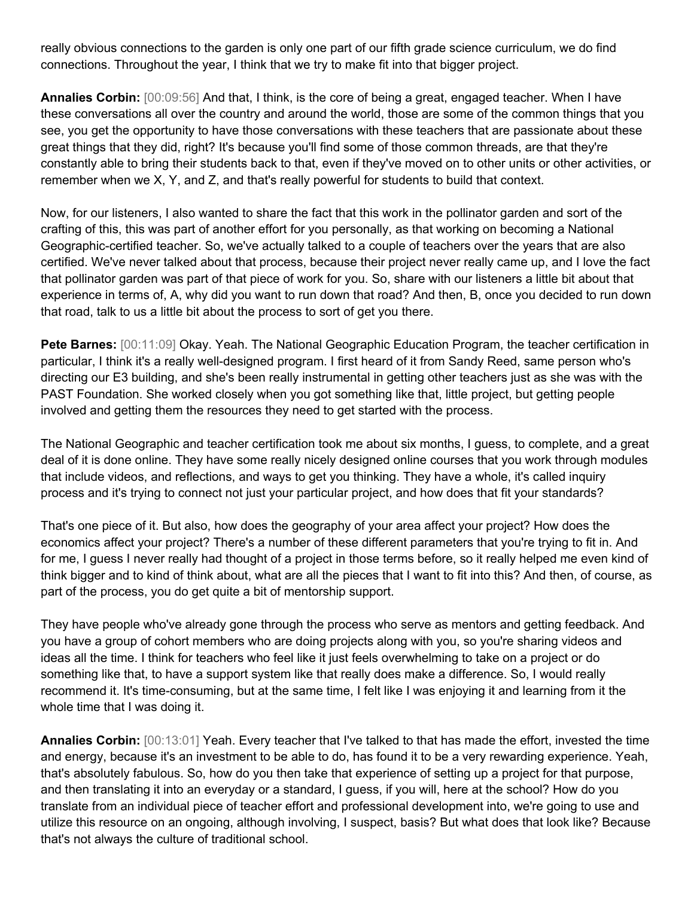really obvious connections to the garden is only one part of our fifth grade science curriculum, we do find connections. Throughout the year, I think that we try to make fit into that bigger project.

**Annalies Corbin:** [00:09:56] And that, I think, is the core of being a great, engaged teacher. When I have these conversations all over the country and around the world, those are some of the common things that you see, you get the opportunity to have those conversations with these teachers that are passionate about these great things that they did, right? It's because you'll find some of those common threads, are that they're constantly able to bring their students back to that, even if they've moved on to other units or other activities, or remember when we X, Y, and Z, and that's really powerful for students to build that context.

Now, for our listeners, I also wanted to share the fact that this work in the pollinator garden and sort of the crafting of this, this was part of another effort for you personally, as that working on becoming a National Geographic-certified teacher. So, we've actually talked to a couple of teachers over the years that are also certified. We've never talked about that process, because their project never really came up, and I love the fact that pollinator garden was part of that piece of work for you. So, share with our listeners a little bit about that experience in terms of, A, why did you want to run down that road? And then, B, once you decided to run down that road, talk to us a little bit about the process to sort of get you there.

**Pete Barnes:** [00:11:09] Okay. Yeah. The National Geographic Education Program, the teacher certification in particular, I think it's a really well-designed program. I first heard of it from Sandy Reed, same person who's directing our E3 building, and she's been really instrumental in getting other teachers just as she was with the PAST Foundation. She worked closely when you got something like that, little project, but getting people involved and getting them the resources they need to get started with the process.

The National Geographic and teacher certification took me about six months, I guess, to complete, and a great deal of it is done online. They have some really nicely designed online courses that you work through modules that include videos, and reflections, and ways to get you thinking. They have a whole, it's called inquiry process and it's trying to connect not just your particular project, and how does that fit your standards?

That's one piece of it. But also, how does the geography of your area affect your project? How does the economics affect your project? There's a number of these different parameters that you're trying to fit in. And for me, I guess I never really had thought of a project in those terms before, so it really helped me even kind of think bigger and to kind of think about, what are all the pieces that I want to fit into this? And then, of course, as part of the process, you do get quite a bit of mentorship support.

They have people who've already gone through the process who serve as mentors and getting feedback. And you have a group of cohort members who are doing projects along with you, so you're sharing videos and ideas all the time. I think for teachers who feel like it just feels overwhelming to take on a project or do something like that, to have a support system like that really does make a difference. So, I would really recommend it. It's time-consuming, but at the same time, I felt like I was enjoying it and learning from it the whole time that I was doing it.

**Annalies Corbin:** [00:13:01] Yeah. Every teacher that I've talked to that has made the effort, invested the time and energy, because it's an investment to be able to do, has found it to be a very rewarding experience. Yeah, that's absolutely fabulous. So, how do you then take that experience of setting up a project for that purpose, and then translating it into an everyday or a standard, I guess, if you will, here at the school? How do you translate from an individual piece of teacher effort and professional development into, we're going to use and utilize this resource on an ongoing, although involving, I suspect, basis? But what does that look like? Because that's not always the culture of traditional school.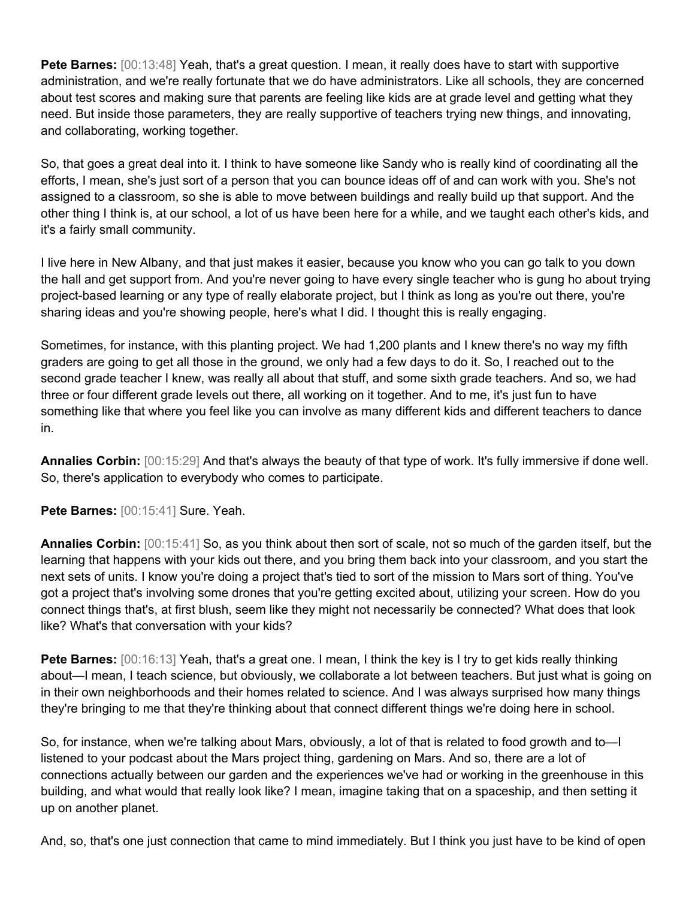**Pete Barnes:** [00:13:48] Yeah, that's a great question. I mean, it really does have to start with supportive administration, and we're really fortunate that we do have administrators. Like all schools, they are concerned about test scores and making sure that parents are feeling like kids are at grade level and getting what they need. But inside those parameters, they are really supportive of teachers trying new things, and innovating, and collaborating, working together.

So, that goes a great deal into it. I think to have someone like Sandy who is really kind of coordinating all the efforts, I mean, she's just sort of a person that you can bounce ideas off of and can work with you. She's not assigned to a classroom, so she is able to move between buildings and really build up that support. And the other thing I think is, at our school, a lot of us have been here for a while, and we taught each other's kids, and it's a fairly small community.

I live here in New Albany, and that just makes it easier, because you know who you can go talk to you down the hall and get support from. And you're never going to have every single teacher who is gung ho about trying project-based learning or any type of really elaborate project, but I think as long as you're out there, you're sharing ideas and you're showing people, here's what I did. I thought this is really engaging.

Sometimes, for instance, with this planting project. We had 1,200 plants and I knew there's no way my fifth graders are going to get all those in the ground, we only had a few days to do it. So, I reached out to the second grade teacher I knew, was really all about that stuff, and some sixth grade teachers. And so, we had three or four different grade levels out there, all working on it together. And to me, it's just fun to have something like that where you feel like you can involve as many different kids and different teachers to dance in.

**Annalies Corbin:** [00:15:29] And that's always the beauty of that type of work. It's fully immersive if done well. So, there's application to everybody who comes to participate.

**Pete Barnes:** [00:15:41] Sure. Yeah.

**Annalies Corbin:** [00:15:41] So, as you think about then sort of scale, not so much of the garden itself, but the learning that happens with your kids out there, and you bring them back into your classroom, and you start the next sets of units. I know you're doing a project that's tied to sort of the mission to Mars sort of thing. You've got a project that's involving some drones that you're getting excited about, utilizing your screen. How do you connect things that's, at first blush, seem like they might not necessarily be connected? What does that look like? What's that conversation with your kids?

**Pete Barnes:** [00:16:13] Yeah, that's a great one. I mean, I think the key is I try to get kids really thinking about—I mean, I teach science, but obviously, we collaborate a lot between teachers. But just what is going on in their own neighborhoods and their homes related to science. And I was always surprised how many things they're bringing to me that they're thinking about that connect different things we're doing here in school.

So, for instance, when we're talking about Mars, obviously, a lot of that is related to food growth and to—I listened to your podcast about the Mars project thing, gardening on Mars. And so, there are a lot of connections actually between our garden and the experiences we've had or working in the greenhouse in this building, and what would that really look like? I mean, imagine taking that on a spaceship, and then setting it up on another planet.

And, so, that's one just connection that came to mind immediately. But I think you just have to be kind of open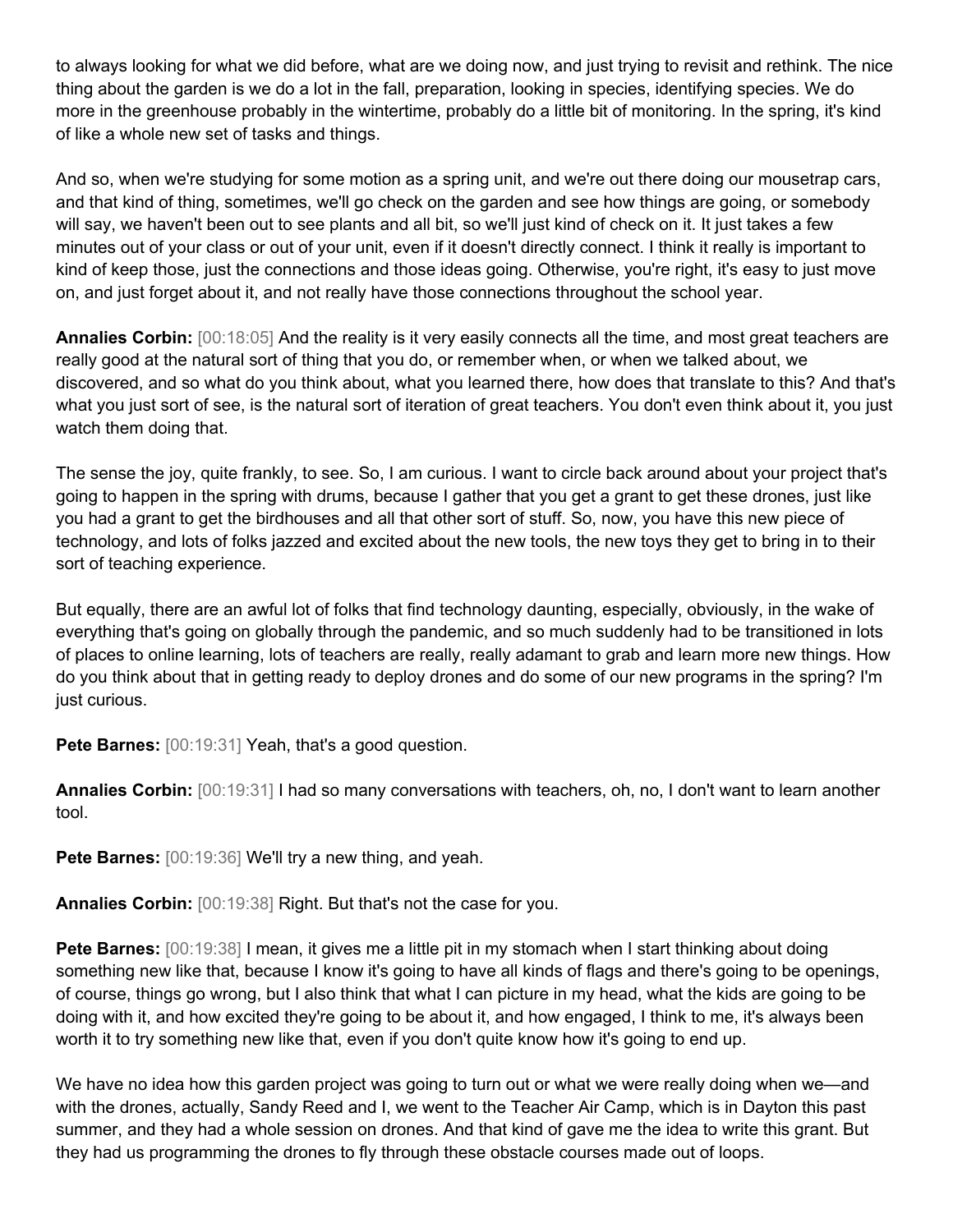to always looking for what we did before, what are we doing now, and just trying to revisit and rethink. The nice thing about the garden is we do a lot in the fall, preparation, looking in species, identifying species. We do more in the greenhouse probably in the wintertime, probably do a little bit of monitoring. In the spring, it's kind of like a whole new set of tasks and things.

And so, when we're studying for some motion as a spring unit, and we're out there doing our mousetrap cars, and that kind of thing, sometimes, we'll go check on the garden and see how things are going, or somebody will say, we haven't been out to see plants and all bit, so we'll just kind of check on it. It just takes a few minutes out of your class or out of your unit, even if it doesn't directly connect. I think it really is important to kind of keep those, just the connections and those ideas going. Otherwise, you're right, it's easy to just move on, and just forget about it, and not really have those connections throughout the school year.

**Annalies Corbin:** [00:18:05] And the reality is it very easily connects all the time, and most great teachers are really good at the natural sort of thing that you do, or remember when, or when we talked about, we discovered, and so what do you think about, what you learned there, how does that translate to this? And that's what you just sort of see, is the natural sort of iteration of great teachers. You don't even think about it, you just watch them doing that.

The sense the joy, quite frankly, to see. So, I am curious. I want to circle back around about your project that's going to happen in the spring with drums, because I gather that you get a grant to get these drones, just like you had a grant to get the birdhouses and all that other sort of stuff. So, now, you have this new piece of technology, and lots of folks jazzed and excited about the new tools, the new toys they get to bring in to their sort of teaching experience.

But equally, there are an awful lot of folks that find technology daunting, especially, obviously, in the wake of everything that's going on globally through the pandemic, and so much suddenly had to be transitioned in lots of places to online learning, lots of teachers are really, really adamant to grab and learn more new things. How do you think about that in getting ready to deploy drones and do some of our new programs in the spring? I'm just curious.

**Pete Barnes:** [00:19:31] Yeah, that's a good question.

**Annalies Corbin:** [00:19:31] I had so many conversations with teachers, oh, no, I don't want to learn another tool.

**Pete Barnes:** [00:19:36] We'll try a new thing, and yeah.

**Annalies Corbin:** [00:19:38] Right. But that's not the case for you.

**Pete Barnes:** [00:19:38] I mean, it gives me a little pit in my stomach when I start thinking about doing something new like that, because I know it's going to have all kinds of flags and there's going to be openings, of course, things go wrong, but I also think that what I can picture in my head, what the kids are going to be doing with it, and how excited they're going to be about it, and how engaged, I think to me, it's always been worth it to try something new like that, even if you don't quite know how it's going to end up.

We have no idea how this garden project was going to turn out or what we were really doing when we—and with the drones, actually, Sandy Reed and I, we went to the Teacher Air Camp, which is in Dayton this past summer, and they had a whole session on drones. And that kind of gave me the idea to write this grant. But they had us programming the drones to fly through these obstacle courses made out of loops.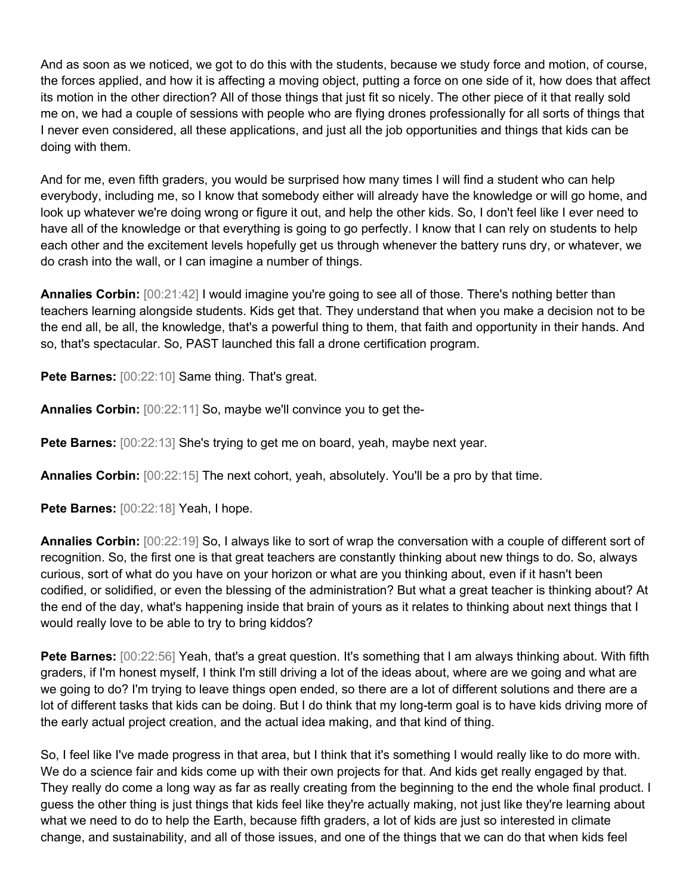And as soon as we noticed, we got to do this with the students, because we study force and motion, of course, the forces applied, and how it is affecting a moving object, putting a force on one side of it, how does that affect its motion in the other direction? All of those things that just fit so nicely. The other piece of it that really sold me on, we had a couple of sessions with people who are flying drones professionally for all sorts of things that I never even considered, all these applications, and just all the job opportunities and things that kids can be doing with them.

And for me, even fifth graders, you would be surprised how many times I will find a student who can help everybody, including me, so I know that somebody either will already have the knowledge or will go home, and look up whatever we're doing wrong or figure it out, and help the other kids. So, I don't feel like I ever need to have all of the knowledge or that everything is going to go perfectly. I know that I can rely on students to help each other and the excitement levels hopefully get us through whenever the battery runs dry, or whatever, we do crash into the wall, or I can imagine a number of things.

**Annalies Corbin:** [00:21:42] I would imagine you're going to see all of those. There's nothing better than teachers learning alongside students. Kids get that. They understand that when you make a decision not to be the end all, be all, the knowledge, that's a powerful thing to them, that faith and opportunity in their hands. And so, that's spectacular. So, PAST launched this fall a drone certification program.

**Pete Barnes:** [00:22:10] Same thing. That's great.

**Annalies Corbin:** [00:22:11] So, maybe we'll convince you to get the-

**Pete Barnes:** [00:22:13] She's trying to get me on board, yeah, maybe next year.

**Annalies Corbin:** [00:22:15] The next cohort, yeah, absolutely. You'll be a pro by that time.

**Pete Barnes:** [00:22:18] Yeah, I hope.

**Annalies Corbin:** [00:22:19] So, I always like to sort of wrap the conversation with a couple of different sort of recognition. So, the first one is that great teachers are constantly thinking about new things to do. So, always curious, sort of what do you have on your horizon or what are you thinking about, even if it hasn't been codified, or solidified, or even the blessing of the administration? But what a great teacher is thinking about? At the end of the day, what's happening inside that brain of yours as it relates to thinking about next things that I would really love to be able to try to bring kiddos?

**Pete Barnes:** [00:22:56] Yeah, that's a great question. It's something that I am always thinking about. With fifth graders, if I'm honest myself, I think I'm still driving a lot of the ideas about, where are we going and what are we going to do? I'm trying to leave things open ended, so there are a lot of different solutions and there are a lot of different tasks that kids can be doing. But I do think that my long-term goal is to have kids driving more of the early actual project creation, and the actual idea making, and that kind of thing.

So, I feel like I've made progress in that area, but I think that it's something I would really like to do more with. We do a science fair and kids come up with their own projects for that. And kids get really engaged by that. They really do come a long way as far as really creating from the beginning to the end the whole final product. I guess the other thing is just things that kids feel like they're actually making, not just like they're learning about what we need to do to help the Earth, because fifth graders, a lot of kids are just so interested in climate change, and sustainability, and all of those issues, and one of the things that we can do that when kids feel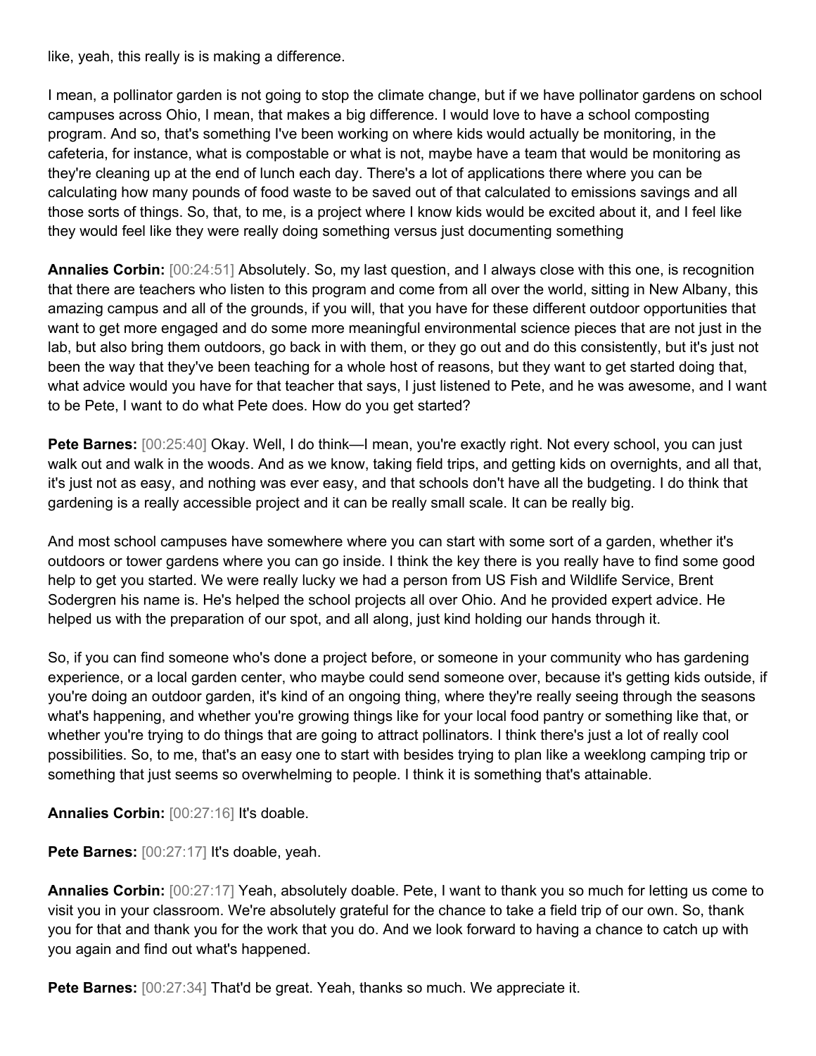like, yeah, this really is is making a difference.

I mean, a pollinator garden is not going to stop the climate change, but if we have pollinator gardens on school campuses across Ohio, I mean, that makes a big difference. I would love to have a school composting program. And so, that's something I've been working on where kids would actually be monitoring, in the cafeteria, for instance, what is compostable or what is not, maybe have a team that would be monitoring as they're cleaning up at the end of lunch each day. There's a lot of applications there where you can be calculating how many pounds of food waste to be saved out of that calculated to emissions savings and all those sorts of things. So, that, to me, is a project where I know kids would be excited about it, and I feel like they would feel like they were really doing something versus just documenting something

**Annalies Corbin:** [00:24:51] Absolutely. So, my last question, and I always close with this one, is recognition that there are teachers who listen to this program and come from all over the world, sitting in New Albany, this amazing campus and all of the grounds, if you will, that you have for these different outdoor opportunities that want to get more engaged and do some more meaningful environmental science pieces that are not just in the lab, but also bring them outdoors, go back in with them, or they go out and do this consistently, but it's just not been the way that they've been teaching for a whole host of reasons, but they want to get started doing that, what advice would you have for that teacher that says, I just listened to Pete, and he was awesome, and I want to be Pete, I want to do what Pete does. How do you get started?

**Pete Barnes:** [00:25:40] Okay. Well, I do think—I mean, you're exactly right. Not every school, you can just walk out and walk in the woods. And as we know, taking field trips, and getting kids on overnights, and all that, it's just not as easy, and nothing was ever easy, and that schools don't have all the budgeting. I do think that gardening is a really accessible project and it can be really small scale. It can be really big.

And most school campuses have somewhere where you can start with some sort of a garden, whether it's outdoors or tower gardens where you can go inside. I think the key there is you really have to find some good help to get you started. We were really lucky we had a person from US Fish and Wildlife Service, Brent Sodergren his name is. He's helped the school projects all over Ohio. And he provided expert advice. He helped us with the preparation of our spot, and all along, just kind holding our hands through it.

So, if you can find someone who's done a project before, or someone in your community who has gardening experience, or a local garden center, who maybe could send someone over, because it's getting kids outside, if you're doing an outdoor garden, it's kind of an ongoing thing, where they're really seeing through the seasons what's happening, and whether you're growing things like for your local food pantry or something like that, or whether you're trying to do things that are going to attract pollinators. I think there's just a lot of really cool possibilities. So, to me, that's an easy one to start with besides trying to plan like a weeklong camping trip or something that just seems so overwhelming to people. I think it is something that's attainable.

**Annalies Corbin:** [00:27:16] It's doable.

**Pete Barnes:** [00:27:17] It's doable, yeah.

**Annalies Corbin:** [00:27:17] Yeah, absolutely doable. Pete, I want to thank you so much for letting us come to visit you in your classroom. We're absolutely grateful for the chance to take a field trip of our own. So, thank you for that and thank you for the work that you do. And we look forward to having a chance to catch up with you again and find out what's happened.

**Pete Barnes:** [00:27:34] That'd be great. Yeah, thanks so much. We appreciate it.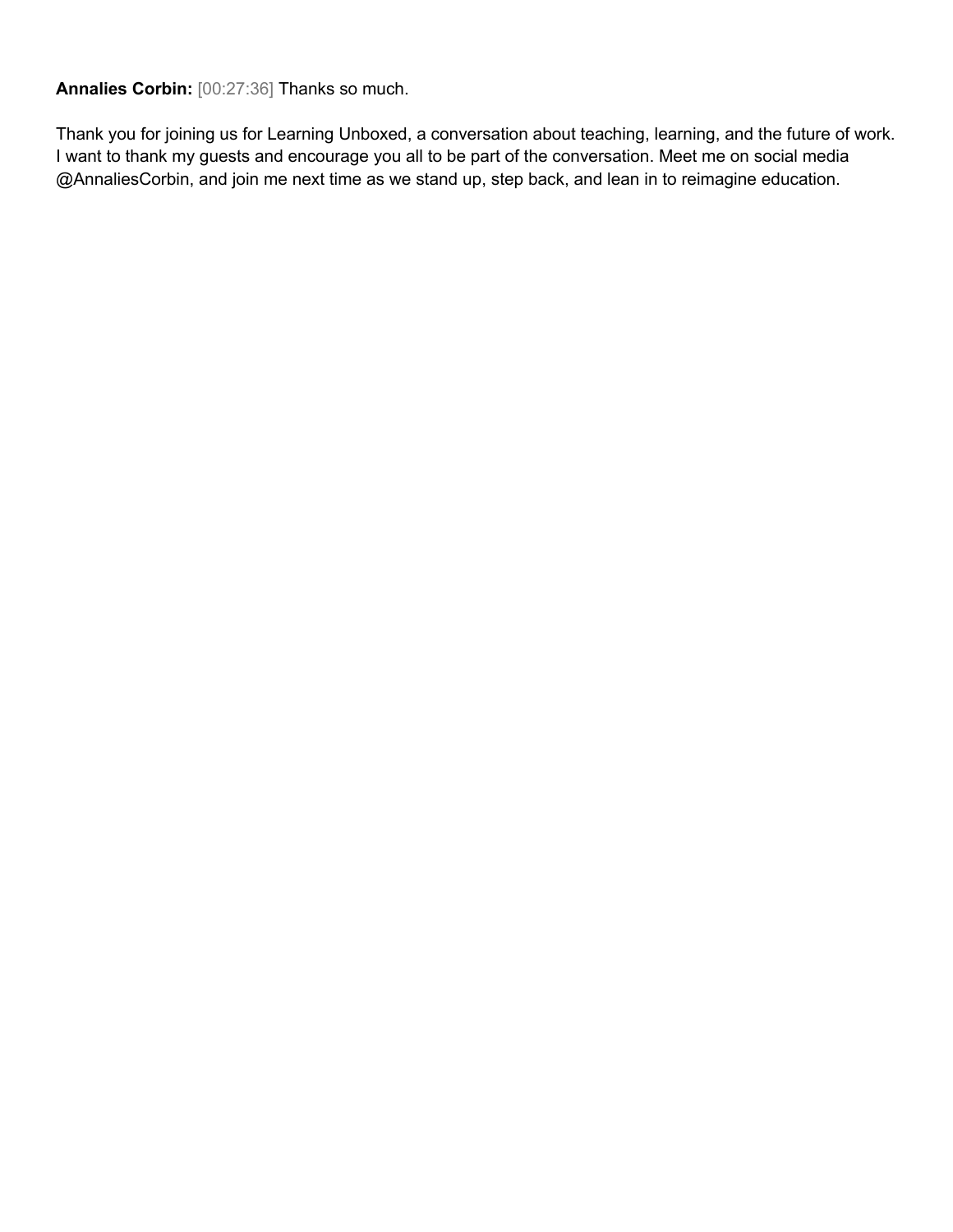**Annalies Corbin:** [00:27:36] Thanks so much.

Thank you for joining us for Learning Unboxed, a conversation about teaching, learning, and the future of work. I want to thank my guests and encourage you all to be part of the conversation. Meet me on social media @AnnaliesCorbin, and join me next time as we stand up, step back, and lean in to reimagine education.